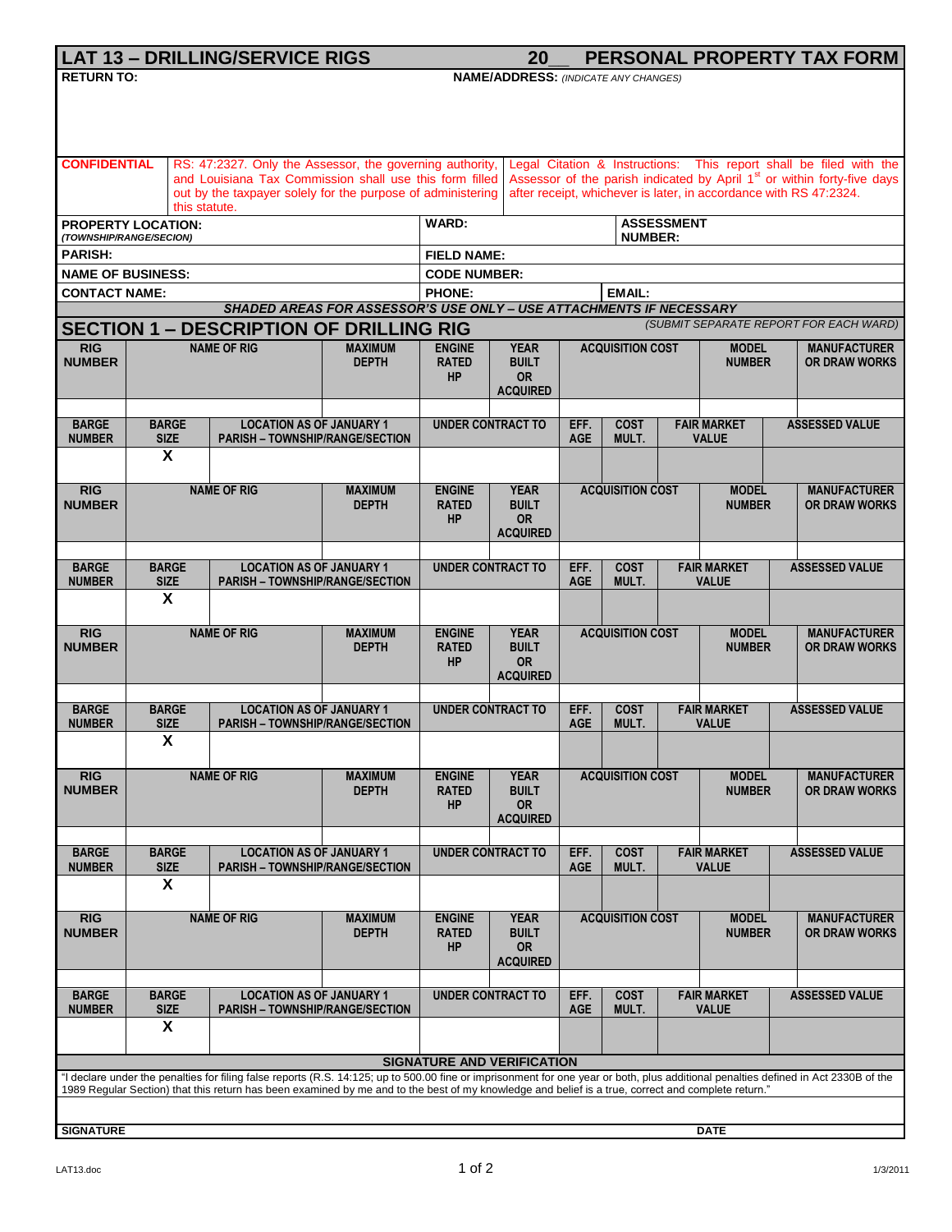# LAT 13 – DRILLING/SERVICE RIGS 20__ PERSONAL PROPERTY TAX FORM

**RETURN TO:**

**NAME/ADDRESS:** *(INDICATE ANY CHANGES)*

**CONFIDENTIAL** RS: 47:2327. Only the Assessor, the governing authority, and Louisiana Tax Commission shall use this form filled out by the taxpayer solely for the purpose of administering this statute.

Legal Citation & Instructions: This report shall be filed with the Assessor of the parish indicated by April 1st or within forty-five days after receipt, whichever is later, in accordance with RS 47:2324.

| | | | |
|---|---|---|---|
| **PROPERTY LOCATION:** *(TOWNSHIP/RANGE/SECION)* | **WARD:** | **ASSESSMENT NUMBER:** | |
| **PARISH:** | **FIELD NAME:** | | |
| **NAME OF BUSINESS:** | **CODE NUMBER:** | | |
| **CONTACT NAME:** | **PHONE:** | **EMAIL:** | |

***SHADED AREAS FOR ASSESSOR'S USE ONLY – USE ATTACHMENTS IF NECESSARY***

## SECTION 1 – DESCRIPTION OF DRILLING RIG

*(SUBMIT SEPARATE REPORT FOR EACH WARD)*

| RIG NUMBER | NAME OF RIG | MAXIMUM DEPTH | ENGINE RATED HP | YEAR BUILT OR ACQUIRED | ACQUISITION COST | MODEL NUMBER | MANUFACTURER OR DRAW WORKS |
|---|---|---|---|---|---|---|---|
| | | | | | | | |

| BARGE NUMBER | BARGE SIZE | LOCATION AS OF JANUARY 1 PARISH – TOWNSHIP/RANGE/SECTION | UNDER CONTRACT TO | EFF. AGE | COST MULT. | FAIR MARKET VALUE | ASSESSED VALUE |
|---|---|---|---|---|---|---|---|
| | X | | | | | | |

| RIG NUMBER | NAME OF RIG | MAXIMUM DEPTH | ENGINE RATED HP | YEAR BUILT OR ACQUIRED | ACQUISITION COST | MODEL NUMBER | MANUFACTURER OR DRAW WORKS |
|---|---|---|---|---|---|---|---|
| | | | | | | | |

| BARGE NUMBER | BARGE SIZE | LOCATION AS OF JANUARY 1 PARISH – TOWNSHIP/RANGE/SECTION | UNDER CONTRACT TO | EFF. AGE | COST MULT. | FAIR MARKET VALUE | ASSESSED VALUE |
|---|---|---|---|---|---|---|---|
| | X | | | | | | |

| RIG NUMBER | NAME OF RIG | MAXIMUM DEPTH | ENGINE RATED HP | YEAR BUILT OR ACQUIRED | ACQUISITION COST | MODEL NUMBER | MANUFACTURER OR DRAW WORKS |
|---|---|---|---|---|---|---|---|
| | | | | | | | |

| BARGE NUMBER | BARGE SIZE | LOCATION AS OF JANUARY 1 PARISH – TOWNSHIP/RANGE/SECTION | UNDER CONTRACT TO | EFF. AGE | COST MULT. | FAIR MARKET VALUE | ASSESSED VALUE |
|---|---|---|---|---|---|---|---|
| | X | | | | | | |

| RIG NUMBER | NAME OF RIG | MAXIMUM DEPTH | ENGINE RATED HP | YEAR BUILT OR ACQUIRED | ACQUISITION COST | MODEL NUMBER | MANUFACTURER OR DRAW WORKS |
|---|---|---|---|---|---|---|---|
| | | | | | | | |

| BARGE NUMBER | BARGE SIZE | LOCATION AS OF JANUARY 1 PARISH – TOWNSHIP/RANGE/SECTION | UNDER CONTRACT TO | EFF. AGE | COST MULT. | FAIR MARKET VALUE | ASSESSED VALUE |
|---|---|---|---|---|---|---|---|
| | X | | | | | | |

| RIG NUMBER | NAME OF RIG | MAXIMUM DEPTH | ENGINE RATED HP | YEAR BUILT OR ACQUIRED | ACQUISITION COST | MODEL NUMBER | MANUFACTURER OR DRAW WORKS |
|---|---|---|---|---|---|---|---|
| | | | | | | | |

| BARGE NUMBER | BARGE SIZE | LOCATION AS OF JANUARY 1 PARISH – TOWNSHIP/RANGE/SECTION | UNDER CONTRACT TO | EFF. AGE | COST MULT. | FAIR MARKET VALUE | ASSESSED VALUE |
|---|---|---|---|---|---|---|---|
| | X | | | | | | |

### SIGNATURE AND VERIFICATION

"I declare under the penalties for filing false reports (R.S. 14:125; up to 500.00 fine or imprisonment for one year or both, plus additional penalties defined in Act 2330B of the 1989 Regular Section) that this return has been examined by me and to the best of my knowledge and belief is a true, correct and complete return."

**SIGNATURE** **DATE**

LAT13.doc 1/3/2011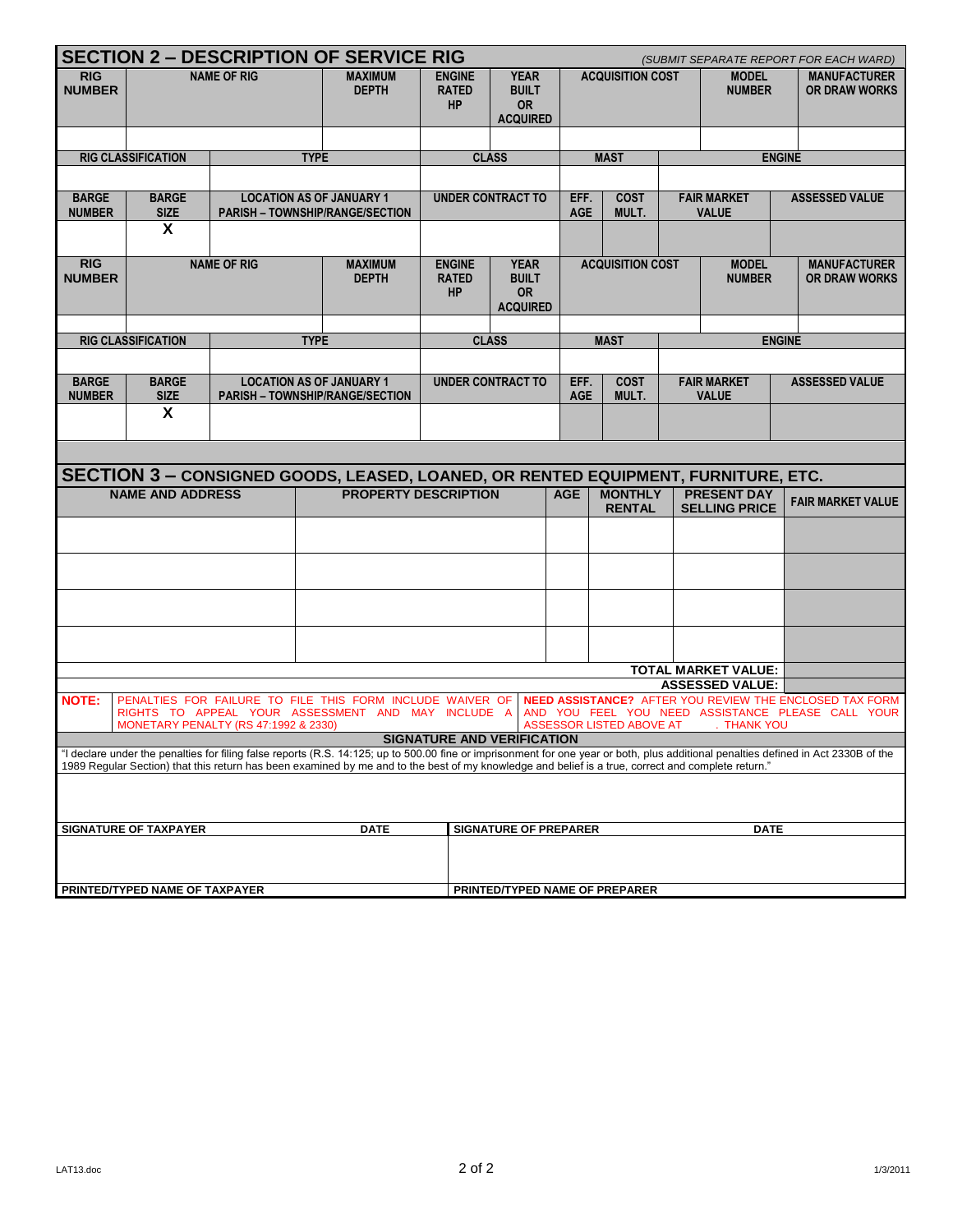## SECTION 2 – DESCRIPTION OF SERVICE RIG

*(SUBMIT SEPARATE REPORT FOR EACH WARD)*

| RIG NUMBER | NAME OF RIG | MAXIMUM DEPTH | ENGINE RATED HP | YEAR BUILT OR ACQUIRED | ACQUISITION COST | MODEL NUMBER | MANUFACTURER OR DRAW WORKS |
|---|---|---|---|---|---|---|---|
| | | | | | | | |

| RIG CLASSIFICATION | TYPE | CLASS | MAST | ENGINE |
|---|---|---|---|---|
| | | | | |

| BARGE NUMBER | BARGE SIZE | LOCATION AS OF JANUARY 1 PARISH – TOWNSHIP/RANGE/SECTION | UNDER CONTRACT TO | EFF. AGE | COST MULT. | FAIR MARKET VALUE | ASSESSED VALUE |
|---|---|---|---|---|---|---|---|
| | X | | | | | | |

| RIG NUMBER | NAME OF RIG | MAXIMUM DEPTH | ENGINE RATED HP | YEAR BUILT OR ACQUIRED | ACQUISITION COST | MODEL NUMBER | MANUFACTURER OR DRAW WORKS |
|---|---|---|---|---|---|---|---|
| | | | | | | | |

| RIG CLASSIFICATION | TYPE | CLASS | MAST | ENGINE |
|---|---|---|---|---|
| | | | | |

| BARGE NUMBER | BARGE SIZE | LOCATION AS OF JANUARY 1 PARISH – TOWNSHIP/RANGE/SECTION | UNDER CONTRACT TO | EFF. AGE | COST MULT. | FAIR MARKET VALUE | ASSESSED VALUE |
|---|---|---|---|---|---|---|---|
| | X | | | | | | |

## SECTION 3 – CONSIGNED GOODS, LEASED, LOANED, OR RENTED EQUIPMENT, FURNITURE, ETC.

| NAME AND ADDRESS | PROPERTY DESCRIPTION | AGE | MONTHLY RENTAL | PRESENT DAY SELLING PRICE | FAIR MARKET VALUE |
|---|---|---|---|---|---|
| | | | | | |
| | | | | | |
| | | | | | |
| | | | | | |
| | | | | TOTAL MARKET VALUE: | |
| | | | | ASSESSED VALUE: | |

**NOTE:** PENALTIES FOR FAILURE TO FILE THIS FORM INCLUDE WAIVER OF RIGHTS TO APPEAL YOUR ASSESSMENT AND MAY INCLUDE A MONETARY PENALTY (RS 47:1992 & 2330)

**NEED ASSISTANCE?** AFTER YOU REVIEW THE ENCLOSED TAX FORM AND YOU FEEL YOU NEED ASSISTANCE PLEASE CALL YOUR ASSESSOR LISTED ABOVE AT . THANK YOU

### SIGNATURE AND VERIFICATION

"I declare under the penalties for filing false reports (R.S. 14:125; up to 500.00 fine or imprisonment for one year or both, plus additional penalties defined in Act 2330B of the 1989 Regular Section) that this return has been examined by me and to the best of my knowledge and belief is a true, correct and complete return."

| SIGNATURE OF TAXPAYER | DATE | SIGNATURE OF PREPARER | DATE |
|---|---|---|---|
| | | | |

| PRINTED/TYPED NAME OF TAXPAYER | PRINTED/TYPED NAME OF PREPARER |
|---|---|
| | |

LAT13.doc 1/3/2011